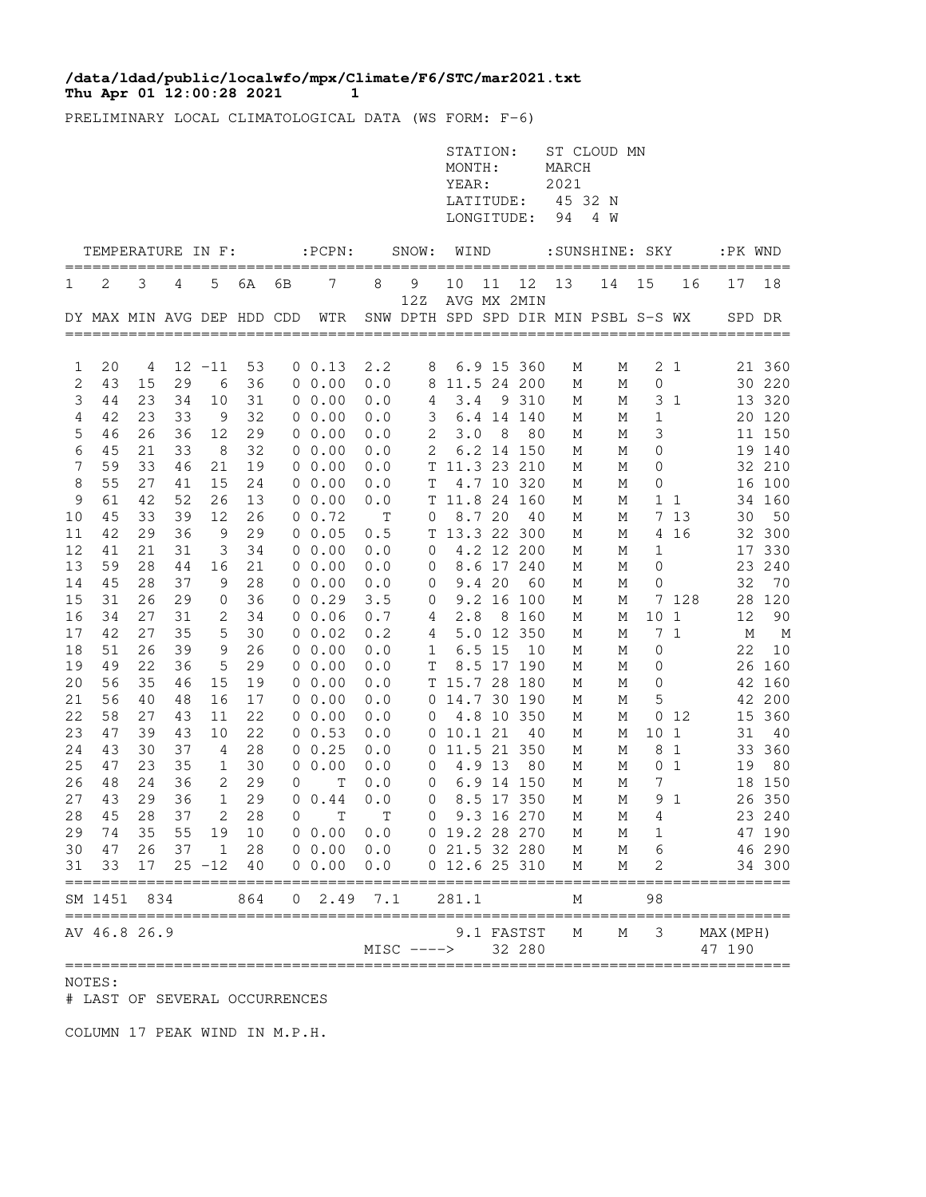**/data/ldad/public/localwfo/mpx/Climate/F6/STC/mar2021.txt**
**Thu Apr 01 12:00:28 2021 1**

PRELIMINARY LOCAL CLIMATOLOGICAL DATA (WS FORM: F-6)

STATION: ST CLOUD MN
MONTH: MARCH
YEAR: 2021
LATITUDE: 45 32 N
LONGITUDE: 94 4 W

| TEMPERATURE IN F: | | | | | | | :PCPN: | SNOW: | | WIND | | | :SUNSHINE: | | SKY | | :PK WND | |
|---|---|---|---|---|---|---|---|---|---|---|---|---|---|---|---|---|---|---|
| 1 | 2 | 3 | 4 | 5 | 6A | 6B | 7 | 8 | 9 | 10 | 11 | 12 | 13 | 14 | 15 | 16 | 17 | 18 |
| | | | | | | | | | 12Z | AVG | MX | 2MIN | | | | | | |
| DY | MAX | MIN | AVG | DEP | HDD | CDD | WTR | SNW | DPTH | SPD | SPD | DIR | MIN | PSBL | S-S | WX | SPD | DR |
| 1 | 20 | 4 | 12 | -11 | 53 | 0 | 0.13 | 2.2 | 8 | 6.9 | 15 | 360 | M | M | 2 | 1 | 21 | 360 |
| 2 | 43 | 15 | 29 | 6 | 36 | 0 | 0.00 | 0.0 | 8 | 11.5 | 24 | 200 | M | M | 0 | | 30 | 220 |
| 3 | 44 | 23 | 34 | 10 | 31 | 0 | 0.00 | 0.0 | 4 | 3.4 | 9 | 310 | M | M | 3 | 1 | 13 | 320 |
| 4 | 42 | 23 | 33 | 9 | 32 | 0 | 0.00 | 0.0 | 3 | 6.4 | 14 | 140 | M | M | 1 | | 20 | 120 |
| 5 | 46 | 26 | 36 | 12 | 29 | 0 | 0.00 | 0.0 | 2 | 3.0 | 8 | 80 | M | M | 3 | | 11 | 150 |
| 6 | 45 | 21 | 33 | 8 | 32 | 0 | 0.00 | 0.0 | 2 | 6.2 | 14 | 150 | M | M | 0 | | 19 | 140 |
| 7 | 59 | 33 | 46 | 21 | 19 | 0 | 0.00 | 0.0 | T | 11.3 | 23 | 210 | M | M | 0 | | 32 | 210 |
| 8 | 55 | 27 | 41 | 15 | 24 | 0 | 0.00 | 0.0 | T | 4.7 | 10 | 320 | M | M | 0 | | 16 | 100 |
| 9 | 61 | 42 | 52 | 26 | 13 | 0 | 0.00 | 0.0 | T | 11.8 | 24 | 160 | M | M | 1 | 1 | 34 | 160 |
| 10 | 45 | 33 | 39 | 12 | 26 | 0 | 0.72 | T | 0 | 8.7 | 20 | 40 | M | M | 7 | 13 | 30 | 50 |
| 11 | 42 | 29 | 36 | 9 | 29 | 0 | 0.05 | 0.5 | T | 13.3 | 22 | 300 | M | M | 4 | 16 | 32 | 300 |
| 12 | 41 | 21 | 31 | 3 | 34 | 0 | 0.00 | 0.0 | 0 | 4.2 | 12 | 200 | M | M | 1 | | 17 | 330 |
| 13 | 59 | 28 | 44 | 16 | 21 | 0 | 0.00 | 0.0 | 0 | 8.6 | 17 | 240 | M | M | 0 | | 23 | 240 |
| 14 | 45 | 28 | 37 | 9 | 28 | 0 | 0.00 | 0.0 | 0 | 9.4 | 20 | 60 | M | M | 0 | | 32 | 70 |
| 15 | 31 | 26 | 29 | 0 | 36 | 0 | 0.29 | 3.5 | 0 | 9.2 | 16 | 100 | M | M | 7 | 128 | 28 | 120 |
| 16 | 34 | 27 | 31 | 2 | 34 | 0 | 0.06 | 0.7 | 4 | 2.8 | 8 | 160 | M | M | 10 | 1 | 12 | 90 |
| 17 | 42 | 27 | 35 | 5 | 30 | 0 | 0.02 | 0.2 | 4 | 5.0 | 12 | 350 | M | M | 7 | 1 | M | M |
| 18 | 51 | 26 | 39 | 9 | 26 | 0 | 0.00 | 0.0 | 1 | 6.5 | 15 | 10 | M | M | 0 | | 22 | 10 |
| 19 | 49 | 22 | 36 | 5 | 29 | 0 | 0.00 | 0.0 | T | 8.5 | 17 | 190 | M | M | 0 | | 26 | 160 |
| 20 | 56 | 35 | 46 | 15 | 19 | 0 | 0.00 | 0.0 | T | 15.7 | 28 | 180 | M | M | 0 | | 42 | 160 |
| 21 | 56 | 40 | 48 | 16 | 17 | 0 | 0.00 | 0.0 | 0 | 14.7 | 30 | 190 | M | M | 5 | | 42 | 200 |
| 22 | 58 | 27 | 43 | 11 | 22 | 0 | 0.00 | 0.0 | 0 | 4.8 | 10 | 350 | M | M | 0 | 12 | 15 | 360 |
| 23 | 47 | 39 | 43 | 10 | 22 | 0 | 0.53 | 0.0 | 0 | 10.1 | 21 | 40 | M | M | 10 | 1 | 31 | 40 |
| 24 | 43 | 30 | 37 | 4 | 28 | 0 | 0.25 | 0.0 | 0 | 11.5 | 21 | 350 | M | M | 8 | 1 | 33 | 360 |
| 25 | 47 | 23 | 35 | 1 | 30 | 0 | 0.00 | 0.0 | 0 | 4.9 | 13 | 80 | M | M | 0 | 1 | 19 | 80 |
| 26 | 48 | 24 | 36 | 2 | 29 | 0 | T | 0.0 | 0 | 6.9 | 14 | 150 | M | M | 7 | | 18 | 150 |
| 27 | 43 | 29 | 36 | 1 | 29 | 0 | 0.44 | 0.0 | 0 | 8.5 | 17 | 350 | M | M | 9 | 1 | 26 | 350 |
| 28 | 45 | 28 | 37 | 2 | 28 | 0 | T | T | 0 | 9.3 | 16 | 270 | M | M | 4 | | 23 | 240 |
| 29 | 74 | 35 | 55 | 19 | 10 | 0 | 0.00 | 0.0 | 0 | 19.2 | 28 | 270 | M | M | 1 | | 47 | 190 |
| 30 | 47 | 26 | 37 | 1 | 28 | 0 | 0.00 | 0.0 | 0 | 21.5 | 32 | 280 | M | M | 6 | | 46 | 290 |
| 31 | 33 | 17 | 25 | -12 | 40 | 0 | 0.00 | 0.0 | 0 | 12.6 | 25 | 310 | M | M | 2 | | 34 | 300 |
| SM | 1451 | 834 | | | 864 | 0 | 2.49 | 7.1 | | 281.1 | | | M | | 98 | | | |
| AV | 46.8 | 26.9 | | | | | | | | 9.1 | FASTST | | M | M | 3 | | MAX(MPH) | |
| | | | | | | | | MISC ----> | | | 32 | 280 | | | | | 47 | 190 |

NOTES:
# LAST OF SEVERAL OCCURRENCES

COLUMN 17 PEAK WIND IN M.P.H.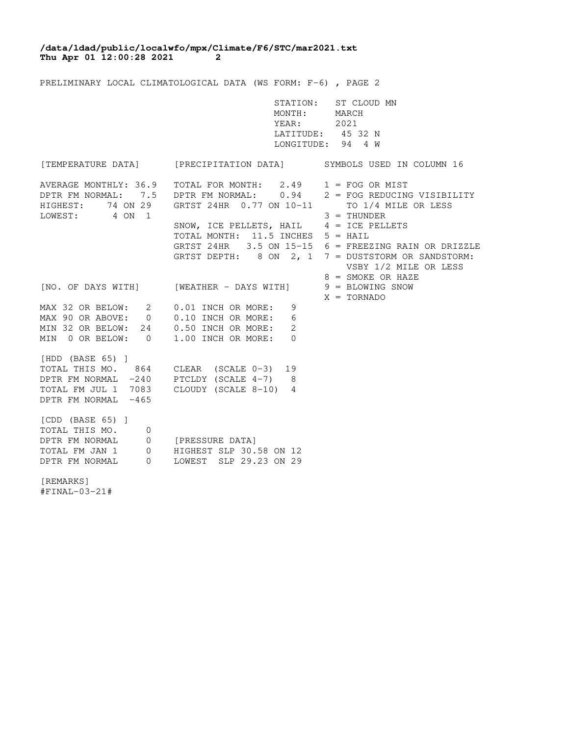**/data/ldad/public/localwfo/mpx/Climate/F6/STC/mar2021.txt**
**Thu Apr 01 12:00:28 2021 2**

PRELIMINARY LOCAL CLIMATOLOGICAL DATA (WS FORM: F-6) , PAGE 2

STATION: ST CLOUD MN
MONTH: MARCH
YEAR: 2021
LATITUDE: 45 32 N
LONGITUDE: 94 4 W

[TEMPERATURE DATA]

AVERAGE MONTHLY: 36.9
DPTR FM NORMAL: 7.5
HIGHEST: 74 ON 29
LOWEST: 4 ON 1

[PRECIPITATION DATA]

TOTAL FOR MONTH: 2.49
DPTR FM NORMAL: 0.94
GRTST 24HR 0.77 ON 10-11

SNOW, ICE PELLETS, HAIL
TOTAL MONTH: 11.5 INCHES
GRTST 24HR 3.5 ON 15-15
GRTST DEPTH: 8 ON 2, 1

SYMBOLS USED IN COLUMN 16

1 = FOG OR MIST
2 = FOG REDUCING VISIBILITY TO 1/4 MILE OR LESS
3 = THUNDER
4 = ICE PELLETS
5 = HAIL
6 = FREEZING RAIN OR DRIZZLE
7 = DUSTSTORM OR SANDSTORM: VSBY 1/2 MILE OR LESS
8 = SMOKE OR HAZE
9 = BLOWING SNOW
X = TORNADO

[NO. OF DAYS WITH]

MAX 32 OR BELOW: 2
MAX 90 OR ABOVE: 0
MIN 32 OR BELOW: 24
MIN 0 OR BELOW: 0

[WEATHER - DAYS WITH]

0.01 INCH OR MORE: 9
0.10 INCH OR MORE: 6
0.50 INCH OR MORE: 2
1.00 INCH OR MORE: 0

[HDD (BASE 65) ]

TOTAL THIS MO. 864
DPTR FM NORMAL -240
TOTAL FM JUL 1 7083
DPTR FM NORMAL -465

CLEAR (SCALE 0-3) 19
PTCLDY (SCALE 4-7) 8
CLOUDY (SCALE 8-10) 4

[CDD (BASE 65) ]

TOTAL THIS MO. 0
DPTR FM NORMAL 0
TOTAL FM JAN 1 0
DPTR FM NORMAL 0

[PRESSURE DATA]

HIGHEST SLP 30.58 ON 12
LOWEST SLP 29.23 ON 29

[REMARKS]

#FINAL-03-21#